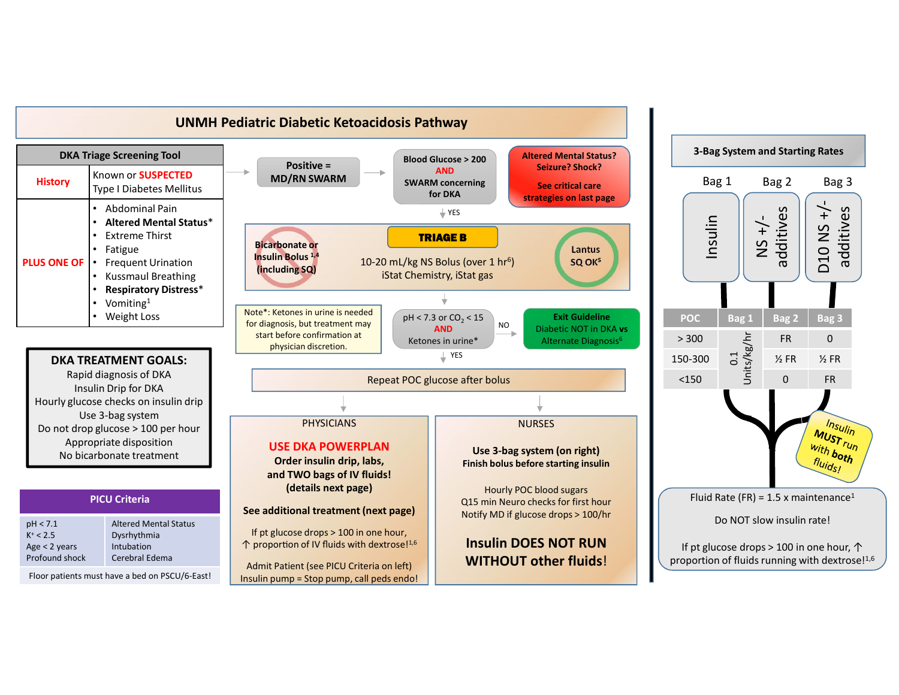# UNMH Pediatric Diabetic Ketoacidosis Pathway

## DKA Triage Screening Tool

| | |
|---|---|
| **History** | Known or **SUSPECTED** Type I Diabetes Mellitus |
| **PLUS ONE OF** | • Abdominal Pain<br>• **Altered Mental Status***<br>• Extreme Thirst<br>• Fatigue<br>• Frequent Urination<br>• Kussmaul Breathing<br>• **Respiratory Distress***<br>• Vomiting[1]<br>• Weight Loss |

→ **Positive = MD/RN SWARM** → **Blood Glucose > 200 AND SWARM concerning for DKA**

**Altered Mental Status? Seizure? Shock?**
**See critical care strategies on last page**

↓ YES

**TRIAGE B**

10-20 mL/kg NS Bolus (over 1 hr[6])
iStat Chemistry, iStat gas

~~**Bicarbonate or Insulin Bolus [1,4] (including SQ)**~~

**Lantus SQ OK[5]**

↓

Note*: Ketones in urine is needed for diagnosis, but treatment may start before confirmation at physician discretion.

pH < 7.3 or $CO_2$ < 15 **AND** Ketones in urine*

→ NO → **Exit Guideline**
Diabetic NOT in DKA vs Alternate Diagnosis[6]

↓ YES

Repeat POC glucose after bolus

### PHYSICIANS

**USE DKA POWERPLAN**
**Order insulin drip, labs, and TWO bags of IV fluids! (details next page)**

**See additional treatment (next page)**

If pt glucose drops > 100 in one hour, ↑ proportion of IV fluids with dextrose![1,6]

Admit Patient (see PICU Criteria on left)
Insulin pump = Stop pump, call peds endo!

### NURSES

**Use 3-bag system (on right)**
**Finish bolus before starting insulin**

Hourly POC blood sugars
Q15 min Neuro checks for first hour
Notify MD if glucose drops > 100/hr

**Insulin DOES NOT RUN WITHOUT other fluids!**

## DKA TREATMENT GOALS:

Rapid diagnosis of DKA
Insulin Drip for DKA
Hourly glucose checks on insulin drip
Use 3-bag system
Do not drop glucose > 100 per hour
Appropriate disposition
No bicarbonate treatment

## PICU Criteria

| | |
|---|---|
| pH < 7.1<br>$K^+$ < 2.5<br>Age < 2 years<br>Profound shock | Altered Mental Status<br>Dysrhythmia<br>Intubation<br>Cerebral Edema |

Floor patients must have a bed on PSCU/6-East!

## 3-Bag System and Starting Rates

Bag 1: Insulin | Bag 2: NS +/- additives | Bag 3: D10 NS +/- additives

| POC | Bag 1 | Bag 2 | Bag 3 |
|---|---|---|---|
| > 300 | 0.1 Units/kg/hr | FR | 0 |
| 150-300 | 0.1 Units/kg/hr | ½ FR | ½ FR |
| <150 | 0.1 Units/kg/hr | 0 | FR |

**Insulin MUST run with both fluids!**

Fluid Rate (FR) = 1.5 x maintenance[1]

Do NOT slow insulin rate!

If pt glucose drops > 100 in one hour, ↑ proportion of fluids running with dextrose![1,6]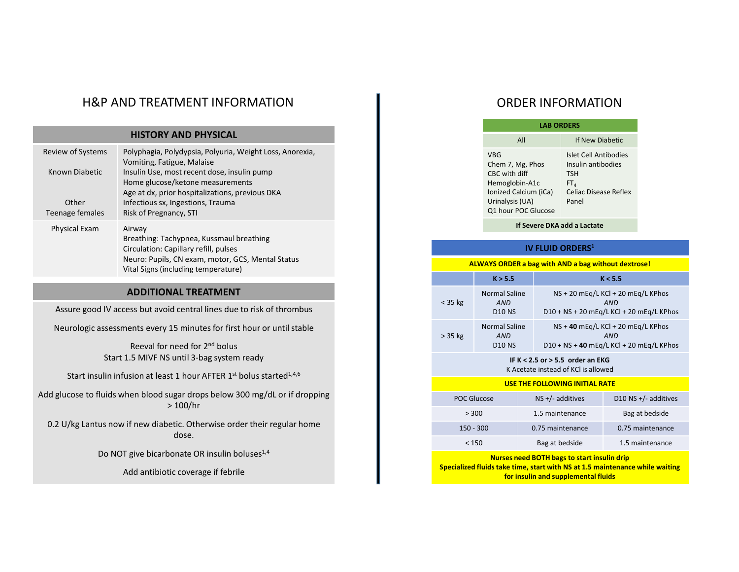# H&P AND TREATMENT INFORMATION

| HISTORY AND PHYSICAL | |
|---|---|
| Review of Systems | Polyphagia, Polydypsia, Polyuria, Weight Loss, Anorexia, Vomiting, Fatigue, Malaise |
| Known Diabetic | Insulin Use, most recent dose, insulin pump<br>Home glucose/ketone measurements<br>Age at dx, prior hospitalizations, previous DKA |
| Other | Infectious sx, Ingestions, Trauma |
| Teenage females | Risk of Pregnancy, STI |
| Physical Exam | Airway<br>Breathing: Tachypnea, Kussmaul breathing<br>Circulation: Capillary refill, pulses<br>Neuro: Pupils, CN exam, motor, GCS, Mental Status<br>Vital Signs (including temperature) |

## ADDITIONAL TREATMENT

Assure good IV access but avoid central lines due to risk of thrombus

Neurologic assessments every 15 minutes for first hour or until stable

Reeval for need for 2nd bolus
Start 1.5 MIVF NS until 3-bag system ready

Start insulin infusion at least 1 hour AFTER 1st bolus started[1,4,6]

Add glucose to fluids when blood sugar drops below 300 mg/dL or if dropping > 100/hr

0.2 U/kg Lantus now if new diabetic. Otherwise order their regular home dose.

Do NOT give bicarbonate OR insulin boluses[1,4]

Add antibiotic coverage if febrile

# ORDER INFORMATION

| LAB ORDERS | |
|---|---|
| All | If New Diabetic |
| VBG<br>Chem 7, Mg, Phos<br>CBC with diff<br>Hemoglobin-A1c<br>Ionized Calcium (iCa)<br>Urinalysis (UA)<br>Q1 hour POC Glucose | Islet Cell Antibodies<br>Insulin antibodies<br>TSH<br>$FT_4$<br>Celiac Disease Reflex Panel |
| **If Severe DKA add a Lactate** | |

## IV FLUID ORDERS[1]

**ALWAYS ORDER a bag with AND a bag without dextrose!**

| | K > 5.5 | K < 5.5 |
|---|---|---|
| < 35 kg | Normal Saline<br>*AND*<br>D10 NS | NS + 20 mEq/L KCl + 20 mEq/L KPhos<br>*AND*<br>D10 + NS + 20 mEq/L KCl + 20 mEq/L KPhos |
| > 35 kg | Normal Saline<br>*AND*<br>D10 NS | NS + **40** mEq/L KCl + 20 mEq/L KPhos<br>*AND*<br>D10 + NS + **40** mEq/L KCl + 20 mEq/L KPhos |

**IF K < 2.5 or > 5.5 order an EKG**
K Acetate instead of KCl is allowed

**USE THE FOLLOWING INITIAL RATE**

| POC Glucose | NS +/- additives | D10 NS +/- additives |
|---|---|---|
| > 300 | 1.5 maintenance | Bag at bedside |
| 150 - 300 | 0.75 maintenance | 0.75 maintenance |
| < 150 | Bag at bedside | 1.5 maintenance |

**Nurses need BOTH bags to start insulin drip**
**Specialized fluids take time, start with NS at 1.5 maintenance while waiting for insulin and supplemental fluids**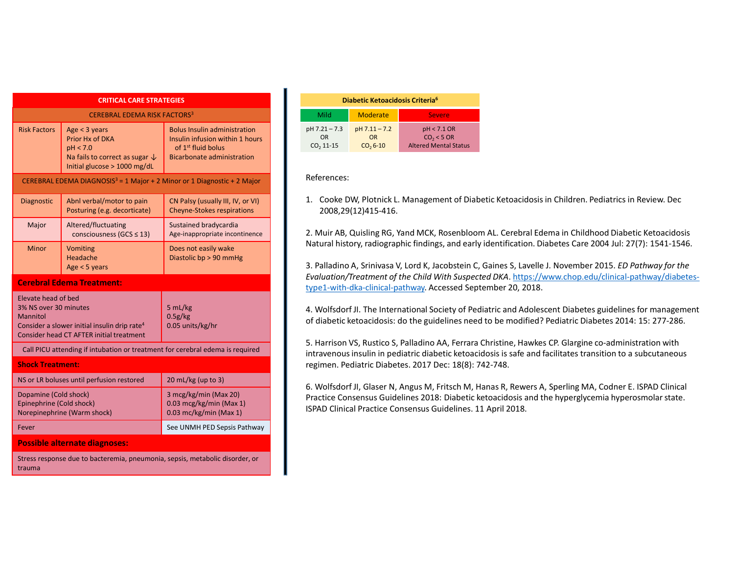## CRITICAL CARE STRATEGIES

### CEREBRAL EDEMA RISK FACTORS[3]

| | | |
|---|---|---|
| Risk Factors | Age < 3 years<br>Prior Hx of DKA<br>pH < 7.0<br>Na fails to correct as sugar ↓<br>Initial glucose > 1000 mg/dL | Bolus Insulin administration<br>Insulin infusion within 1 hours of 1st fluid bolus<br>Bicarbonate administration |

### CEREBRAL EDEMA DIAGNOSIS[3] = 1 Major + 2 Minor or 1 Diagnostic + 2 Major

| | | |
|---|---|---|
| Diagnostic | Abnl verbal/motor to pain<br>Posturing (e.g. decorticate) | CN Palsy (usually III, IV, or VI)<br>Cheyne-Stokes respirations |
| Major | Altered/fluctuating consciousness (GCS ≤ 13) | Sustained bradycardia<br>Age-inappropriate incontinence |
| Minor | Vomiting<br>Headache<br>Age < 5 years | Does not easily wake<br>Diastolic bp > 90 mmHg |

### Cerebral Edema Treatment:

| | |
|---|---|
| Elevate head of bed | |
| 3% NS over 30 minutes | 5 mL/kg |
| Mannitol | 0.5g/kg |
| Consider a slower initial insulin drip rate[4] | 0.05 units/kg/hr |
| Consider head CT AFTER initial treatment | |

Call PICU attending if intubation or treatment for cerebral edema is required

### Shock Treatment:

| | |
|---|---|
| NS or LR boluses until perfusion restored | 20 mL/kg (up to 3) |
| Dopamine (Cold shock) | 3 mcg/kg/min (Max 20) |
| Epinephrine (Cold shock) | 0.03 mcg/kg/min (Max 1) |
| Norepinephrine (Warm shock) | 0.03 mc/kg/min (Max 1) |
| Fever | See UNMH PED Sepsis Pathway |

### Possible alternate diagnoses:

Stress response due to bacteremia, pneumonia, sepsis, metabolic disorder, or trauma

### Diabetic Ketoacidosis Criteria[6]

| Mild | Moderate | Severe |
|---|---|---|
| pH 7.21 – 7.3 OR $CO_2$ 11-15 | pH 7.11 – 7.2 OR $CO_2$ 6-10 | pH < 7.1 OR $CO_2$ < 5 OR Altered Mental Status |

References:

1. Cooke DW, Plotnick L. Management of Diabetic Ketoacidosis in Children. Pediatrics in Review. Dec 2008,29(12)415-416.

2. Muir AB, Quisling RG, Yand MCK, Rosenbloom AL. Cerebral Edema in Childhood Diabetic Ketoacidosis Natural history, radiographic findings, and early identification. Diabetes Care 2004 Jul: 27(7): 1541-1546.

3. Palladino A, Srinivasa V, Lord K, Jacobstein C, Gaines S, Lavelle J. November 2015. *ED Pathway for the Evaluation/Treatment of the Child With Suspected DKA*. https://www.chop.edu/clinical-pathway/diabetes-type1-with-dka-clinical-pathway. Accessed September 20, 2018.

4. Wolfsdorf JI. The International Society of Pediatric and Adolescent Diabetes guidelines for management of diabetic ketoacidosis: do the guidelines need to be modified? Pediatric Diabetes 2014: 15: 277-286.

5. Harrison VS, Rustico S, Palladino AA, Ferrara Christine, Hawkes CP. Glargine co-administration with intravenous insulin in pediatric diabetic ketoacidosis is safe and facilitates transition to a subcutaneous regimen. Pediatric Diabetes. 2017 Dec: 18(8): 742-748.

6. Wolfsdorf JI, Glaser N, Angus M, Fritsch M, Hanas R, Rewers A, Sperling MA, Codner E. ISPAD Clinical Practice Consensus Guidelines 2018: Diabetic ketoacidosis and the hyperglycemia hyperosmolar state. ISPAD Clinical Practice Consensus Guidelines. 11 April 2018.